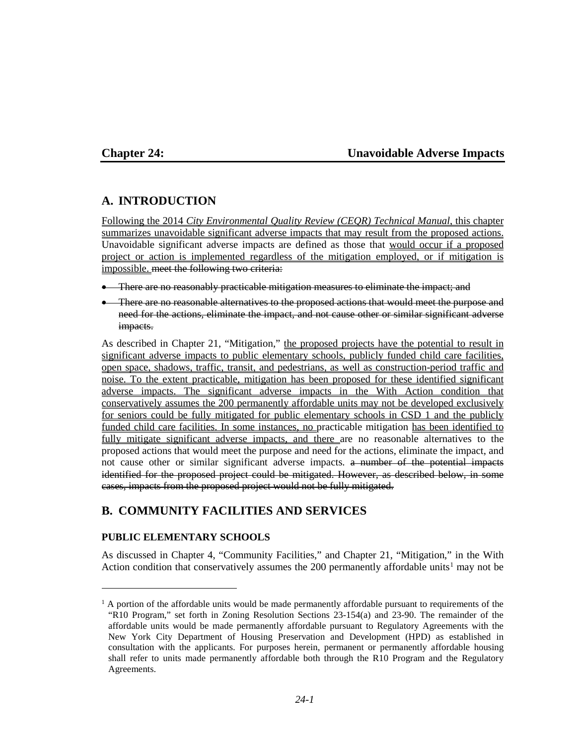## Chapter 24: Unavoidable Adverse Impacts

### A. INTRODUCTION

Following the 2014 *City Environmental Quality Review (CEQR) Technical Manual*, this chapter summarizes unavoidable significant adverse impacts that may result from the proposed actions. Unavoidable significant adverse impacts are defined as those that would occur if a proposed project or action is implemented regardless of the mitigation employed, or if mitigation is impossible. ~~meet the following two criteria:~~

- ~~There are no reasonably practicable mitigation measures to eliminate the impact; and~~
- ~~There are no reasonable alternatives to the proposed actions that would meet the purpose and need for the actions, eliminate the impact, and not cause other or similar significant adverse impacts.~~

As described in Chapter 21, "Mitigation," the proposed projects have the potential to result in significant adverse impacts to public elementary schools, publicly funded child care facilities, open space, shadows, traffic, transit, and pedestrians, as well as construction-period traffic and noise. To the extent practicable, mitigation has been proposed for these identified significant adverse impacts. The significant adverse impacts in the With Action condition that conservatively assumes the 200 permanently affordable units may not be developed exclusively for seniors could be fully mitigated for public elementary schools in CSD 1 and the publicly funded child care facilities. In some instances, no practicable mitigation has been identified to fully mitigate significant adverse impacts, and there are no reasonable alternatives to the proposed actions that would meet the purpose and need for the actions, eliminate the impact, and not cause other or similar significant adverse impacts. ~~a number of the potential impacts identified for the proposed project could be mitigated. However, as described below, in some cases, impacts from the proposed project would not be fully mitigated.~~

### B. COMMUNITY FACILITIES AND SERVICES

#### PUBLIC ELEMENTARY SCHOOLS

As discussed in Chapter 4, "Community Facilities," and Chapter 21, "Mitigation," in the With Action condition that conservatively assumes the 200 permanently affordable units[1] may not be

[1] A portion of the affordable units would be made permanently affordable pursuant to requirements of the "R10 Program," set forth in Zoning Resolution Sections 23-154(a) and 23-90. The remainder of the affordable units would be made permanently affordable pursuant to Regulatory Agreements with the New York City Department of Housing Preservation and Development (HPD) as established in consultation with the applicants. For purposes herein, permanent or permanently affordable housing shall refer to units made permanently affordable both through the R10 Program and the Regulatory Agreements.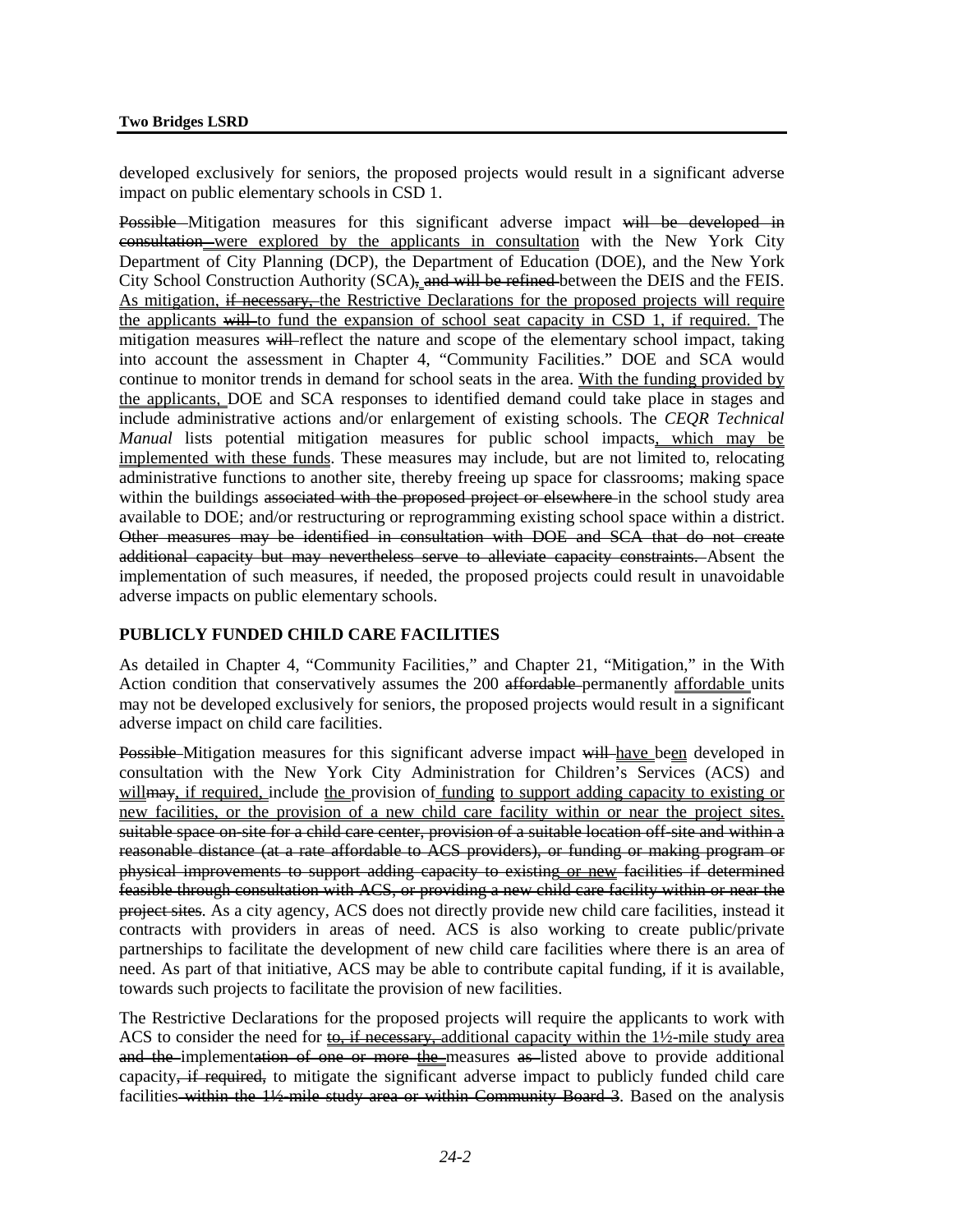developed exclusively for seniors, the proposed projects would result in a significant adverse impact on public elementary schools in CSD 1.

~~Possible~~ Mitigation measures for this significant adverse impact ~~will be developed in consultation~~ were explored by the applicants in consultation with the New York City Department of City Planning (DCP), the Department of Education (DOE), and the New York City School Construction Authority (SCA)~~, and will be refined~~ between the DEIS and the FEIS. As mitigation, ~~if necessary,~~ the Restrictive Declarations for the proposed projects will require the applicants ~~will~~ to fund the expansion of school seat capacity in CSD 1, if required. The mitigation measures ~~will~~ reflect the nature and scope of the elementary school impact, taking into account the assessment in Chapter 4, "Community Facilities." DOE and SCA would continue to monitor trends in demand for school seats in the area. With the funding provided by the applicants, DOE and SCA responses to identified demand could take place in stages and include administrative actions and/or enlargement of existing schools. The *CEQR Technical Manual* lists potential mitigation measures for public school impacts, which may be implemented with these funds. These measures may include, but are not limited to, relocating administrative functions to another site, thereby freeing up space for classrooms; making space within the buildings ~~associated with the proposed project or elsewhere~~ in the school study area available to DOE; and/or restructuring or reprogramming existing school space within a district. ~~Other measures may be identified in consultation with DOE and SCA that do not create additional capacity but may nevertheless serve to alleviate capacity constraints.~~ Absent the implementation of such measures, if needed, the proposed projects could result in unavoidable adverse impacts on public elementary schools.

## PUBLICLY FUNDED CHILD CARE FACILITIES

As detailed in Chapter 4, "Community Facilities," and Chapter 21, "Mitigation," in the With Action condition that conservatively assumes the 200 ~~affordable~~ permanently affordable units may not be developed exclusively for seniors, the proposed projects would result in a significant adverse impact on child care facilities.

~~Possible~~ Mitigation measures for this significant adverse impact ~~will~~ have been developed in consultation with the New York City Administration for Children's Services (ACS) and will~~may~~, if required, include the provision of funding to support adding capacity to existing or new facilities, or the provision of a new child care facility within or near the project sites. ~~suitable space on-site for a child care center, provision of a suitable location off-site and within a reasonable distance (at a rate affordable to ACS providers), or funding or making program or physical improvements to support adding capacity to existing or new facilities if determined feasible through consultation with ACS, or providing a new child care facility within or near the project sites~~. As a city agency, ACS does not directly provide new child care facilities, instead it contracts with providers in areas of need. ACS is also working to create public/private partnerships to facilitate the development of new child care facilities where there is an area of need. As part of that initiative, ACS may be able to contribute capital funding, if it is available, towards such projects to facilitate the provision of new facilities.

The Restrictive Declarations for the proposed projects will require the applicants to work with ACS to consider the need for ~~to, if necessary,~~ additional capacity within the 1½-mile study area ~~and the~~ implement~~ation of one or more~~ the measures ~~as~~ listed above to provide additional capacity~~, if required,~~ to mitigate the significant adverse impact to publicly funded child care facilities~~ within the 1½-mile study area or within Community Board 3~~. Based on the analysis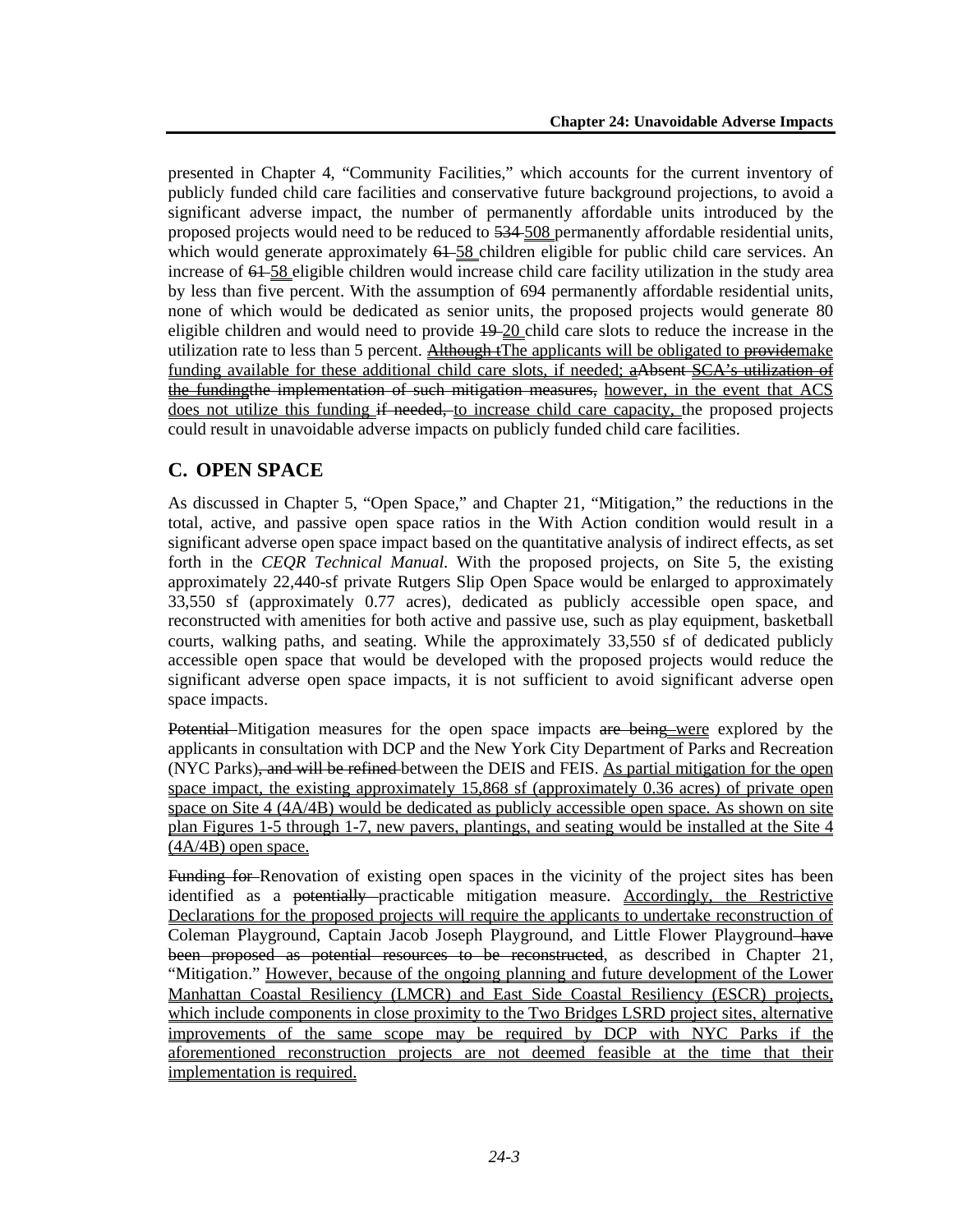presented in Chapter 4, "Community Facilities," which accounts for the current inventory of publicly funded child care facilities and conservative future background projections, to avoid a significant adverse impact, the number of permanently affordable units introduced by the proposed projects would need to be reduced to ~~534~~ 508 permanently affordable residential units, which would generate approximately ~~61~~ 58 children eligible for public child care services. An increase of ~~61~~ 58 eligible children would increase child care facility utilization in the study area by less than five percent. With the assumption of 694 permanently affordable residential units, none of which would be dedicated as senior units, the proposed projects would generate 80 eligible children and would need to provide ~~19~~ 20 child care slots to reduce the increase in the utilization rate to less than 5 percent. ~~Although t~~The applicants will be obligated to ~~provide~~make funding available for these additional child care slots, if needed; ~~a~~~~Absent~~ ~~SCA's utilization of the funding~~~~the implementation of such mitigation measures,~~ however, in the event that ACS does not utilize this funding ~~if needed,~~ to increase child care capacity, the proposed projects could result in unavoidable adverse impacts on publicly funded child care facilities.

## C. OPEN SPACE

As discussed in Chapter 5, "Open Space," and Chapter 21, "Mitigation," the reductions in the total, active, and passive open space ratios in the With Action condition would result in a significant adverse open space impact based on the quantitative analysis of indirect effects, as set forth in the *CEQR Technical Manual*. With the proposed projects, on Site 5, the existing approximately 22,440-sf private Rutgers Slip Open Space would be enlarged to approximately 33,550 sf (approximately 0.77 acres), dedicated as publicly accessible open space, and reconstructed with amenities for both active and passive use, such as play equipment, basketball courts, walking paths, and seating. While the approximately 33,550 sf of dedicated publicly accessible open space that would be developed with the proposed projects would reduce the significant adverse open space impacts, it is not sufficient to avoid significant adverse open space impacts.

~~Potential~~ Mitigation measures for the open space impacts ~~are being~~ were explored by the applicants in consultation with DCP and the New York City Department of Parks and Recreation (NYC Parks)~~, and will be refined~~ between the DEIS and FEIS. As partial mitigation for the open space impact, the existing approximately 15,868 sf (approximately 0.36 acres) of private open space on Site 4 (4A/4B) would be dedicated as publicly accessible open space. As shown on site plan Figures 1-5 through 1-7, new pavers, plantings, and seating would be installed at the Site 4 (4A/4B) open space.

~~Funding for~~ Renovation of existing open spaces in the vicinity of the project sites has been identified as a ~~potentially~~ practicable mitigation measure. Accordingly, the Restrictive Declarations for the proposed projects will require the applicants to undertake reconstruction of Coleman Playground, Captain Jacob Joseph Playground, and Little Flower Playground ~~have been proposed as potential resources to be reconstructed~~, as described in Chapter 21, "Mitigation." However, because of the ongoing planning and future development of the Lower Manhattan Coastal Resiliency (LMCR) and East Side Coastal Resiliency (ESCR) projects, which include components in close proximity to the Two Bridges LSRD project sites, alternative improvements of the same scope may be required by DCP with NYC Parks if the aforementioned reconstruction projects are not deemed feasible at the time that their implementation is required.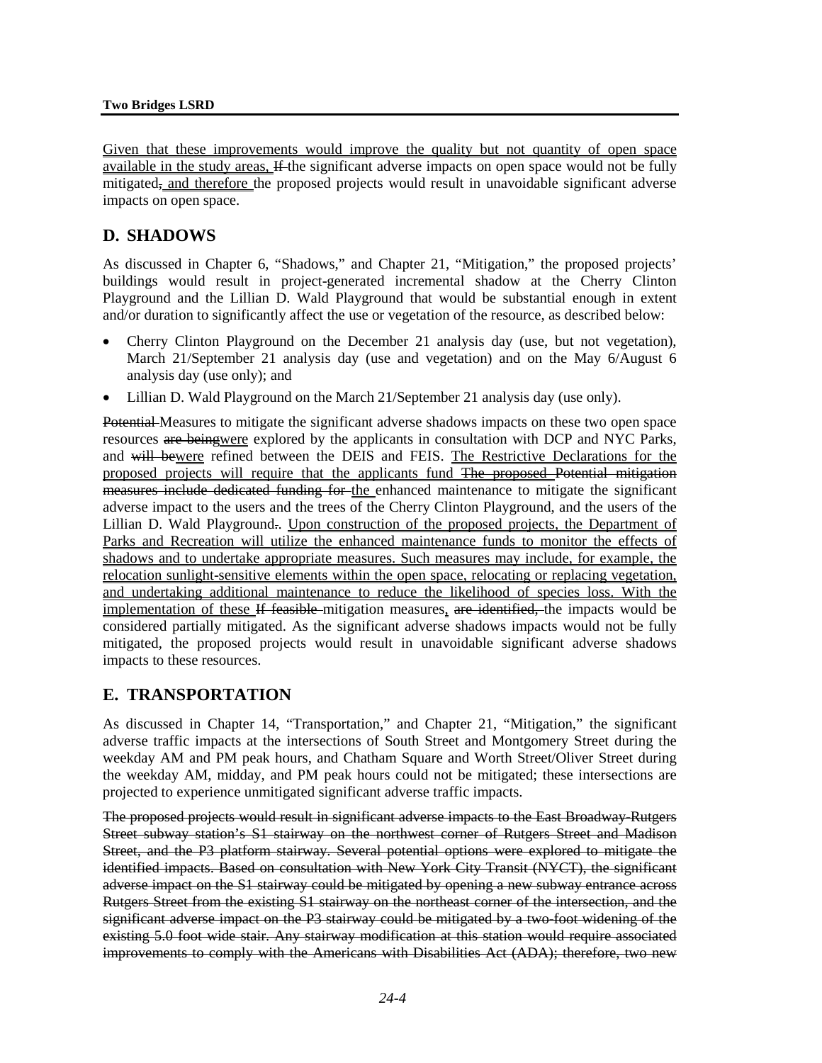Given that these improvements would improve the quality but not quantity of open space available in the study areas, ~~If~~ the significant adverse impacts on open space would not be fully mitigated~~,~~ and therefore the proposed projects would result in unavoidable significant adverse impacts on open space.

## D. SHADOWS

As discussed in Chapter 6, "Shadows," and Chapter 21, "Mitigation," the proposed projects' buildings would result in project-generated incremental shadow at the Cherry Clinton Playground and the Lillian D. Wald Playground that would be substantial enough in extent and/or duration to significantly affect the use or vegetation of the resource, as described below:

- Cherry Clinton Playground on the December 21 analysis day (use, but not vegetation), March 21/September 21 analysis day (use and vegetation) and on the May 6/August 6 analysis day (use only); and
- Lillian D. Wald Playground on the March 21/September 21 analysis day (use only).

~~Potential~~ Measures to mitigate the significant adverse shadows impacts on these two open space resources ~~are being~~were explored by the applicants in consultation with DCP and NYC Parks, and ~~will be~~were refined between the DEIS and FEIS. The Restrictive Declarations for the proposed projects will require that the applicants fund ~~The proposed Potential mitigation measures include dedicated funding for~~ the enhanced maintenance to mitigate the significant adverse impact to the users and the trees of the Cherry Clinton Playground, and the users of the Lillian D. Wald Playground~~.~~. Upon construction of the proposed projects, the Department of Parks and Recreation will utilize the enhanced maintenance funds to monitor the effects of shadows and to undertake appropriate measures. Such measures may include, for example, the relocation sunlight-sensitive elements within the open space, relocating or replacing vegetation, and undertaking additional maintenance to reduce the likelihood of species loss. With the implementation of these ~~If feasible~~ mitigation measures, ~~are identified,~~ the impacts would be considered partially mitigated. As the significant adverse shadows impacts would not be fully mitigated, the proposed projects would result in unavoidable significant adverse shadows impacts to these resources.

## E. TRANSPORTATION

As discussed in Chapter 14, "Transportation," and Chapter 21, "Mitigation," the significant adverse traffic impacts at the intersections of South Street and Montgomery Street during the weekday AM and PM peak hours, and Chatham Square and Worth Street/Oliver Street during the weekday AM, midday, and PM peak hours could not be mitigated; these intersections are projected to experience unmitigated significant adverse traffic impacts.

~~The proposed projects would result in significant adverse impacts to the East Broadway-Rutgers Street subway station's S1 stairway on the northwest corner of Rutgers Street and Madison Street, and the P3 platform stairway. Several potential options were explored to mitigate the identified impacts. Based on consultation with New York City Transit (NYCT), the significant adverse impact on the S1 stairway could be mitigated by opening a new subway entrance across Rutgers Street from the existing S1 stairway on the northeast corner of the intersection, and the significant adverse impact on the P3 stairway could be mitigated by a two-foot widening of the existing 5.0 foot wide stair. Any stairway modification at this station would require associated improvements to comply with the Americans with Disabilities Act (ADA); therefore, two new~~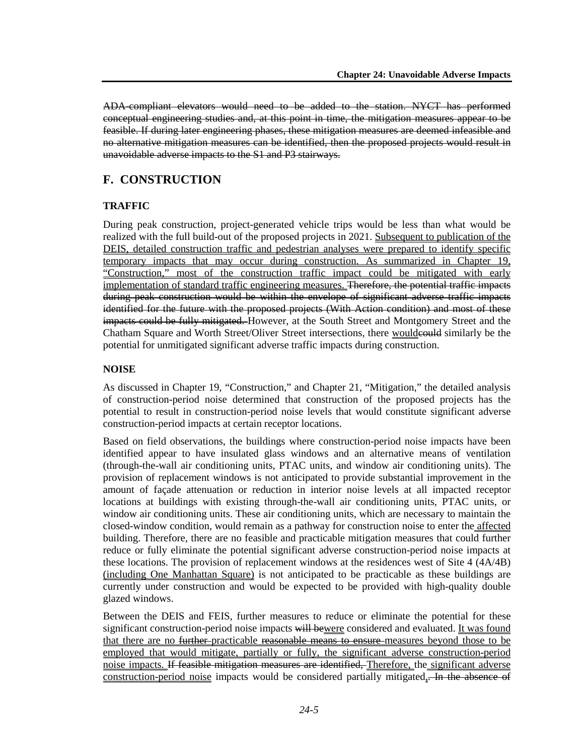~~ADA-compliant elevators would need to be added to the station. NYCT has performed conceptual engineering studies and, at this point in time, the mitigation measures appear to be feasible. If during later engineering phases, these mitigation measures are deemed infeasible and no alternative mitigation measures can be identified, then the proposed projects would result in unavoidable adverse impacts to the S1 and P3 stairways.~~

## F. CONSTRUCTION

### TRAFFIC

During peak construction, project-generated vehicle trips would be less than what would be realized with the full build-out of the proposed projects in 2021. Subsequent to publication of the DEIS, detailed construction traffic and pedestrian analyses were prepared to identify specific temporary impacts that may occur during construction. As summarized in Chapter 19, "Construction," most of the construction traffic impact could be mitigated with early implementation of standard traffic engineering measures. ~~Therefore, the potential traffic impacts during peak construction would be within the envelope of significant adverse traffic impacts identified for the future with the proposed projects (With Action condition) and most of these impacts could be fully mitigated.~~ However, at the South Street and Montgomery Street and the Chatham Square and Worth Street/Oliver Street intersections, there would~~could~~ similarly be the potential for unmitigated significant adverse traffic impacts during construction.

### NOISE

As discussed in Chapter 19, "Construction," and Chapter 21, "Mitigation," the detailed analysis of construction-period noise determined that construction of the proposed projects has the potential to result in construction-period noise levels that would constitute significant adverse construction-period impacts at certain receptor locations.

Based on field observations, the buildings where construction-period noise impacts have been identified appear to have insulated glass windows and an alternative means of ventilation (through-the-wall air conditioning units, PTAC units, and window air conditioning units). The provision of replacement windows is not anticipated to provide substantial improvement in the amount of façade attenuation or reduction in interior noise levels at all impacted receptor locations at buildings with existing through-the-wall air conditioning units, PTAC units, or window air conditioning units. These air conditioning units, which are necessary to maintain the closed-window condition, would remain as a pathway for construction noise to enter the affected building. Therefore, there are no feasible and practicable mitigation measures that could further reduce or fully eliminate the potential significant adverse construction-period noise impacts at these locations. The provision of replacement windows at the residences west of Site 4 (4A/4B) (including One Manhattan Square) is not anticipated to be practicable as these buildings are currently under construction and would be expected to be provided with high-quality double glazed windows.

Between the DEIS and FEIS, further measures to reduce or eliminate the potential for these significant construction-period noise impacts ~~will be~~were considered and evaluated. It was found that there are no ~~further~~ practicable ~~reasonable means to ensure~~ measures beyond those to be employed that would mitigate, partially or fully, the significant adverse construction-period noise impacts. ~~If feasible mitigation measures are identified,~~ Therefore, the significant adverse construction-period noise impacts would be considered partially mitigated.~~, In the absence of~~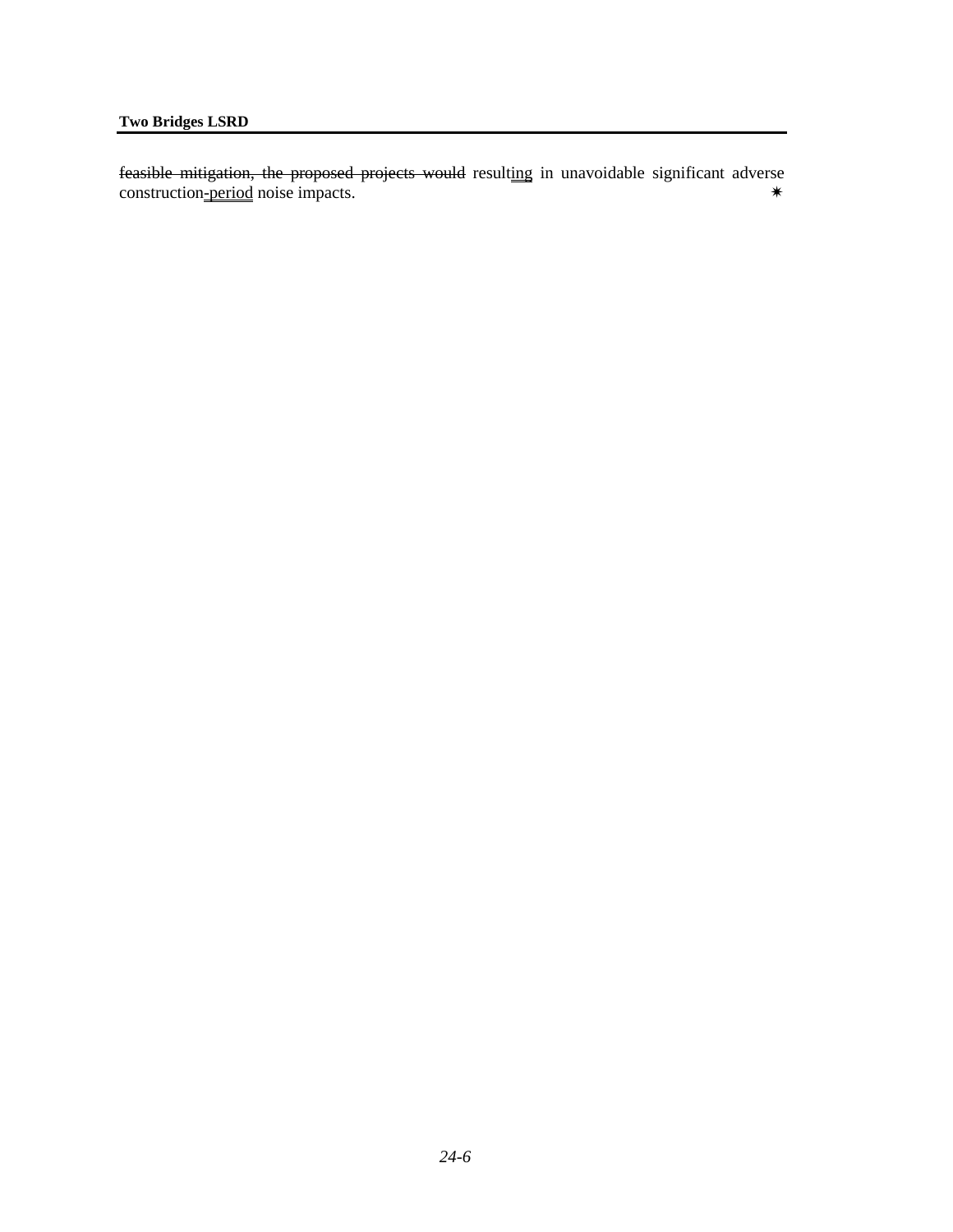~~feasible mitigation, the proposed projects would~~ resulting in unavoidable significant adverse construction-period noise impacts. ✷